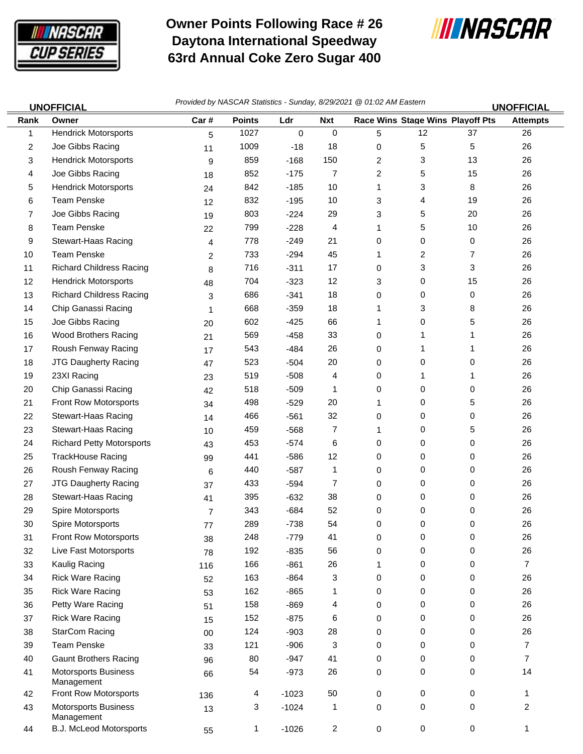# Owner Points Following Race # 26
# Daytona International Speedway
# 63rd Annual Coke Zero Sugar 400

**UNOFFICIAL** *Provided by NASCAR Statistics - Sunday, 8/29/2021 @ 01:02 AM Eastern* **UNOFFICIAL**

| Rank | Owner | Car # | Points | Ldr | Nxt | Race Wins | Stage Wins | Playoff Pts | Attempts |
|---|---|---|---|---|---|---|---|---|---|
| 1 | Hendrick Motorsports | 5 | 1027 | 0 | 0 | 5 | 12 | 37 | 26 |
| 2 | Joe Gibbs Racing | 11 | 1009 | -18 | 18 | 0 | 5 | 5 | 26 |
| 3 | Hendrick Motorsports | 9 | 859 | -168 | 150 | 2 | 3 | 13 | 26 |
| 4 | Joe Gibbs Racing | 18 | 852 | -175 | 7 | 2 | 5 | 15 | 26 |
| 5 | Hendrick Motorsports | 24 | 842 | -185 | 10 | 1 | 3 | 8 | 26 |
| 6 | Team Penske | 12 | 832 | -195 | 10 | 3 | 4 | 19 | 26 |
| 7 | Joe Gibbs Racing | 19 | 803 | -224 | 29 | 3 | 5 | 20 | 26 |
| 8 | Team Penske | 22 | 799 | -228 | 4 | 1 | 5 | 10 | 26 |
| 9 | Stewart-Haas Racing | 4 | 778 | -249 | 21 | 0 | 0 | 0 | 26 |
| 10 | Team Penske | 2 | 733 | -294 | 45 | 1 | 2 | 7 | 26 |
| 11 | Richard Childress Racing | 8 | 716 | -311 | 17 | 0 | 3 | 3 | 26 |
| 12 | Hendrick Motorsports | 48 | 704 | -323 | 12 | 3 | 0 | 15 | 26 |
| 13 | Richard Childress Racing | 3 | 686 | -341 | 18 | 0 | 0 | 0 | 26 |
| 14 | Chip Ganassi Racing | 1 | 668 | -359 | 18 | 1 | 3 | 8 | 26 |
| 15 | Joe Gibbs Racing | 20 | 602 | -425 | 66 | 1 | 0 | 5 | 26 |
| 16 | Wood Brothers Racing | 21 | 569 | -458 | 33 | 0 | 1 | 1 | 26 |
| 17 | Roush Fenway Racing | 17 | 543 | -484 | 26 | 0 | 1 | 1 | 26 |
| 18 | JTG Daugherty Racing | 47 | 523 | -504 | 20 | 0 | 0 | 0 | 26 |
| 19 | 23XI Racing | 23 | 519 | -508 | 4 | 0 | 1 | 1 | 26 |
| 20 | Chip Ganassi Racing | 42 | 518 | -509 | 1 | 0 | 0 | 0 | 26 |
| 21 | Front Row Motorsports | 34 | 498 | -529 | 20 | 1 | 0 | 5 | 26 |
| 22 | Stewart-Haas Racing | 14 | 466 | -561 | 32 | 0 | 0 | 0 | 26 |
| 23 | Stewart-Haas Racing | 10 | 459 | -568 | 7 | 1 | 0 | 5 | 26 |
| 24 | Richard Petty Motorsports | 43 | 453 | -574 | 6 | 0 | 0 | 0 | 26 |
| 25 | TrackHouse Racing | 99 | 441 | -586 | 12 | 0 | 0 | 0 | 26 |
| 26 | Roush Fenway Racing | 6 | 440 | -587 | 1 | 0 | 0 | 0 | 26 |
| 27 | JTG Daugherty Racing | 37 | 433 | -594 | 7 | 0 | 0 | 0 | 26 |
| 28 | Stewart-Haas Racing | 41 | 395 | -632 | 38 | 0 | 0 | 0 | 26 |
| 29 | Spire Motorsports | 7 | 343 | -684 | 52 | 0 | 0 | 0 | 26 |
| 30 | Spire Motorsports | 77 | 289 | -738 | 54 | 0 | 0 | 0 | 26 |
| 31 | Front Row Motorsports | 38 | 248 | -779 | 41 | 0 | 0 | 0 | 26 |
| 32 | Live Fast Motorsports | 78 | 192 | -835 | 56 | 0 | 0 | 0 | 26 |
| 33 | Kaulig Racing | 116 | 166 | -861 | 26 | 1 | 0 | 0 | 7 |
| 34 | Rick Ware Racing | 52 | 163 | -864 | 3 | 0 | 0 | 0 | 26 |
| 35 | Rick Ware Racing | 53 | 162 | -865 | 1 | 0 | 0 | 0 | 26 |
| 36 | Petty Ware Racing | 51 | 158 | -869 | 4 | 0 | 0 | 0 | 26 |
| 37 | Rick Ware Racing | 15 | 152 | -875 | 6 | 0 | 0 | 0 | 26 |
| 38 | StarCom Racing | 00 | 124 | -903 | 28 | 0 | 0 | 0 | 26 |
| 39 | Team Penske | 33 | 121 | -906 | 3 | 0 | 0 | 0 | 7 |
| 40 | Gaunt Brothers Racing | 96 | 80 | -947 | 41 | 0 | 0 | 0 | 7 |
| 41 | Motorsports Business Management | 66 | 54 | -973 | 26 | 0 | 0 | 0 | 14 |
| 42 | Front Row Motorsports | 136 | 4 | -1023 | 50 | 0 | 0 | 0 | 1 |
| 43 | Motorsports Business Management | 13 | 3 | -1024 | 1 | 0 | 0 | 0 | 2 |
| 44 | B.J. McLeod Motorsports | 55 | 1 | -1026 | 2 | 0 | 0 | 0 | 1 |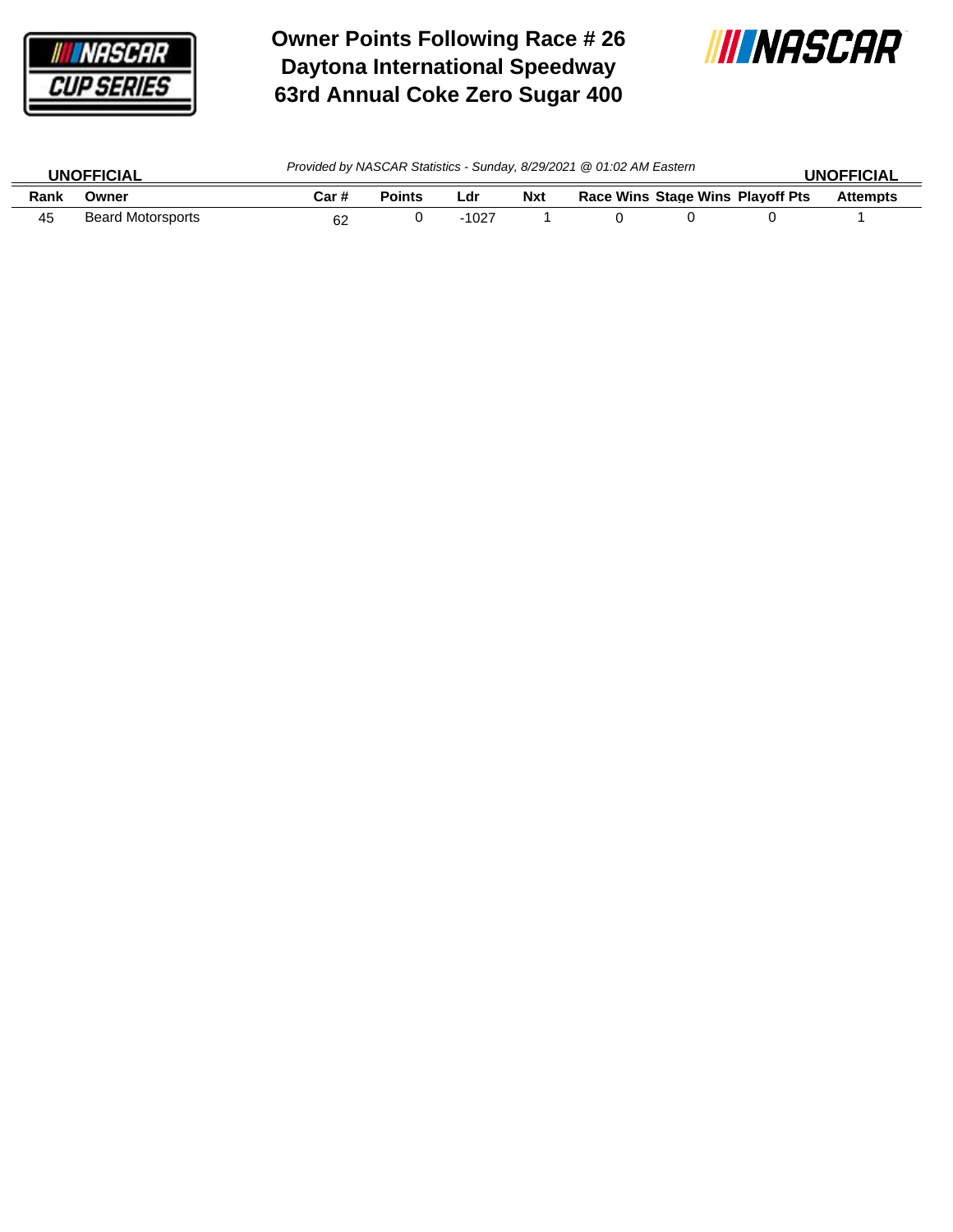# Owner Points Following Race # 26
# Daytona International Speedway
# 63rd Annual Coke Zero Sugar 400

**UNOFFICIAL** *Provided by NASCAR Statistics - Sunday, 8/29/2021 @ 01:02 AM Eastern* **UNOFFICIAL**

| Rank | Owner | Car # | Points | Ldr | Nxt | Race Wins | Stage Wins | Playoff Pts | Attempts |
|---|---|---|---|---|---|---|---|---|---|
| 45 | Beard Motorsports | 62 | 0 | -1027 | 1 | 0 | 0 | 0 | 1 |